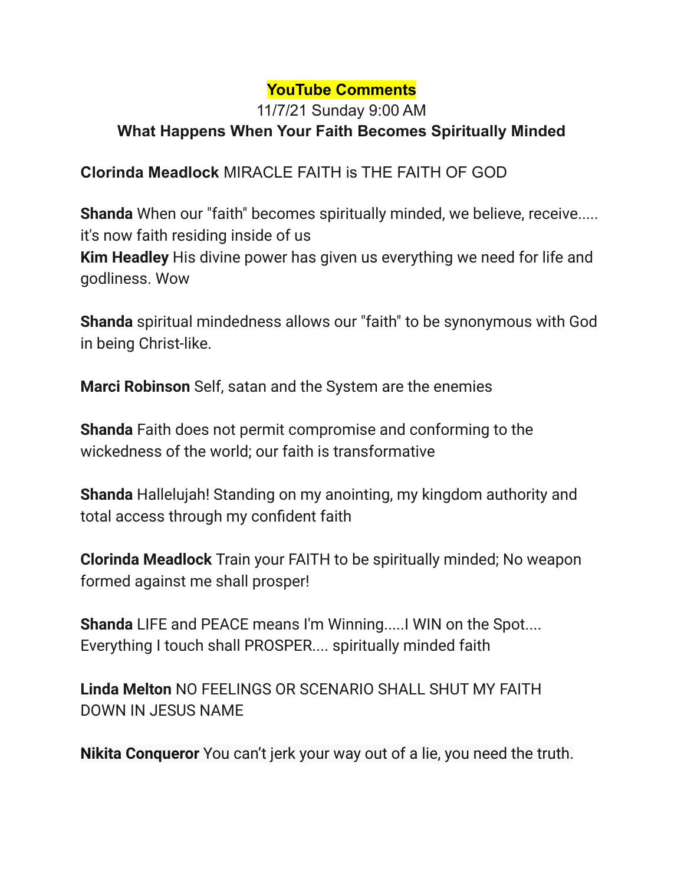# YouTube Comments

11/7/21 Sunday 9:00 AM

**What Happens When Your Faith Becomes Spiritually Minded**

**Clorinda Meadlock** MIRACLE FAITH is THE FAITH OF GOD

**Shanda** When our "faith" becomes spiritually minded, we believe, receive..... it's now faith residing inside of us
**Kim Headley** His divine power has given us everything we need for life and godliness. Wow

**Shanda** spiritual mindedness allows our "faith" to be synonymous with God in being Christ-like.

**Marci Robinson** Self, satan and the System are the enemies

**Shanda** Faith does not permit compromise and conforming to the wickedness of the world; our faith is transformative

**Shanda** Hallelujah! Standing on my anointing, my kingdom authority and total access through my confident faith

**Clorinda Meadlock** Train your FAITH to be spiritually minded; No weapon formed against me shall prosper!

**Shanda** LIFE and PEACE means I'm Winning.....I WIN on the Spot.... Everything I touch shall PROSPER.... spiritually minded faith

**Linda Melton** NO FEELINGS OR SCENARIO SHALL SHUT MY FAITH DOWN IN JESUS NAME

**Nikita Conqueror** You can't jerk your way out of a lie, you need the truth.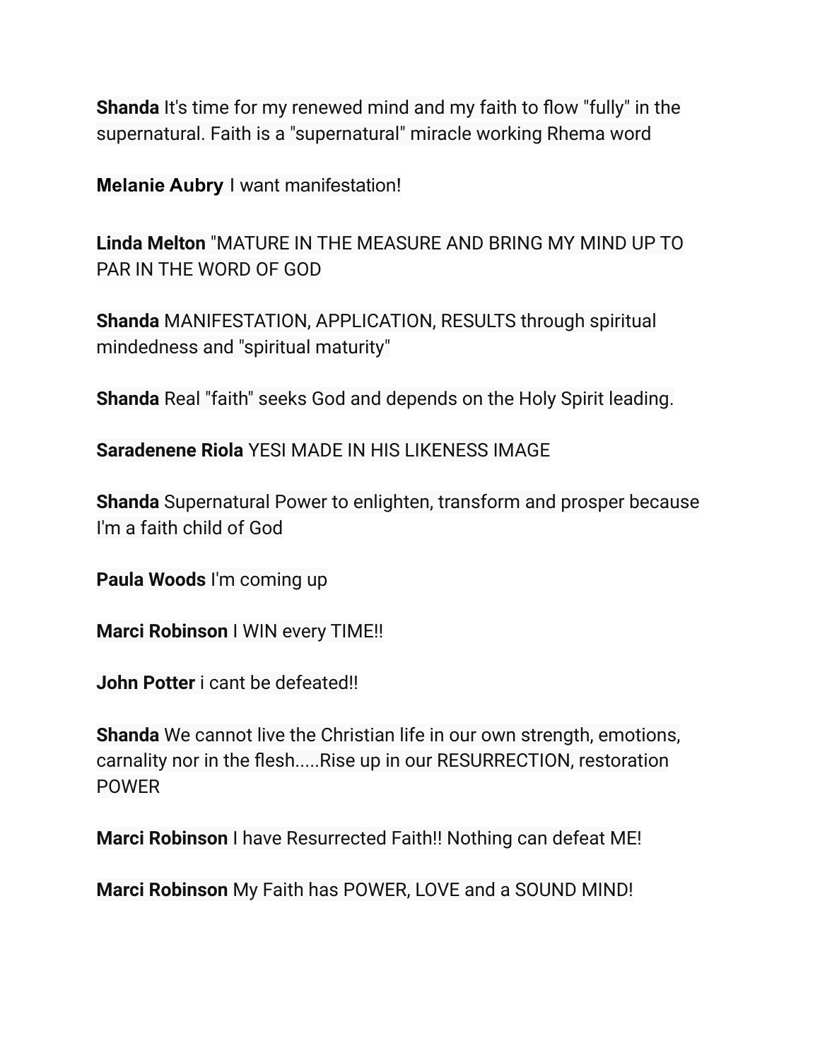**Shanda** It's time for my renewed mind and my faith to flow "fully" in the supernatural. Faith is a "supernatural" miracle working Rhema word

**Melanie Aubry** I want manifestation!

**Linda Melton** "MATURE IN THE MEASURE AND BRING MY MIND UP TO PAR IN THE WORD OF GOD

**Shanda** MANIFESTATION, APPLICATION, RESULTS through spiritual mindedness and "spiritual maturity"

**Shanda** Real "faith" seeks God and depends on the Holy Spirit leading.

**Saradenene Riola** YESI MADE IN HIS LIKENESS IMAGE

**Shanda** Supernatural Power to enlighten, transform and prosper because I'm a faith child of God

**Paula Woods** I'm coming up

**Marci Robinson** I WIN every TIME!!

**John Potter** i cant be defeated!!

**Shanda** We cannot live the Christian life in our own strength, emotions, carnality nor in the flesh.....Rise up in our RESURRECTION, restoration POWER

**Marci Robinson** I have Resurrected Faith!! Nothing can defeat ME!

**Marci Robinson** My Faith has POWER, LOVE and a SOUND MIND!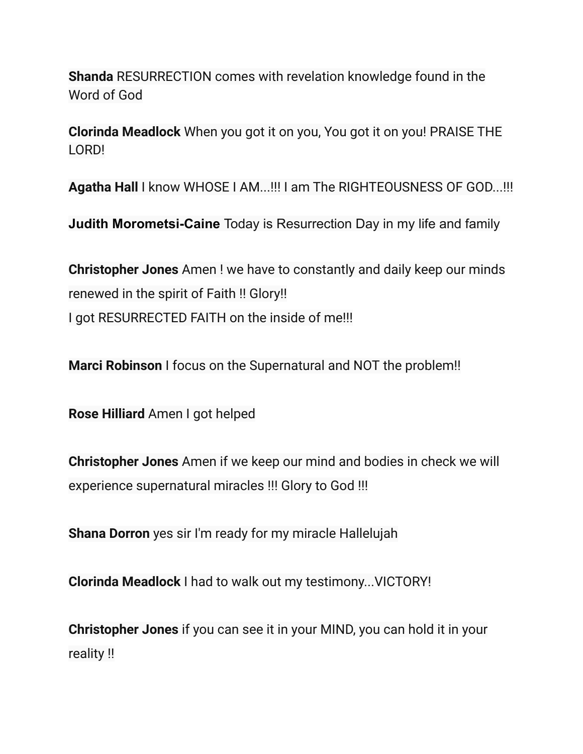**Shanda** RESURRECTION comes with revelation knowledge found in the Word of God

**Clorinda Meadlock** When you got it on you, You got it on you! PRAISE THE LORD!

**Agatha Hall** I know WHOSE I AM...!!! I am The RIGHTEOUSNESS OF GOD...!!!

**Judith Morometsi-Caine** Today is Resurrection Day in my life and family

**Christopher Jones** Amen ! we have to constantly and daily keep our minds renewed in the spirit of Faith !! Glory!!
I got RESURRECTED FAITH on the inside of me!!!

**Marci Robinson** I focus on the Supernatural and NOT the problem!!

**Rose Hilliard** Amen I got helped

**Christopher Jones** Amen if we keep our mind and bodies in check we will experience supernatural miracles !!! Glory to God !!!

**Shana Dorron** yes sir I'm ready for my miracle Hallelujah

**Clorinda Meadlock** I had to walk out my testimony...VICTORY!

**Christopher Jones** if you can see it in your MIND, you can hold it in your reality !!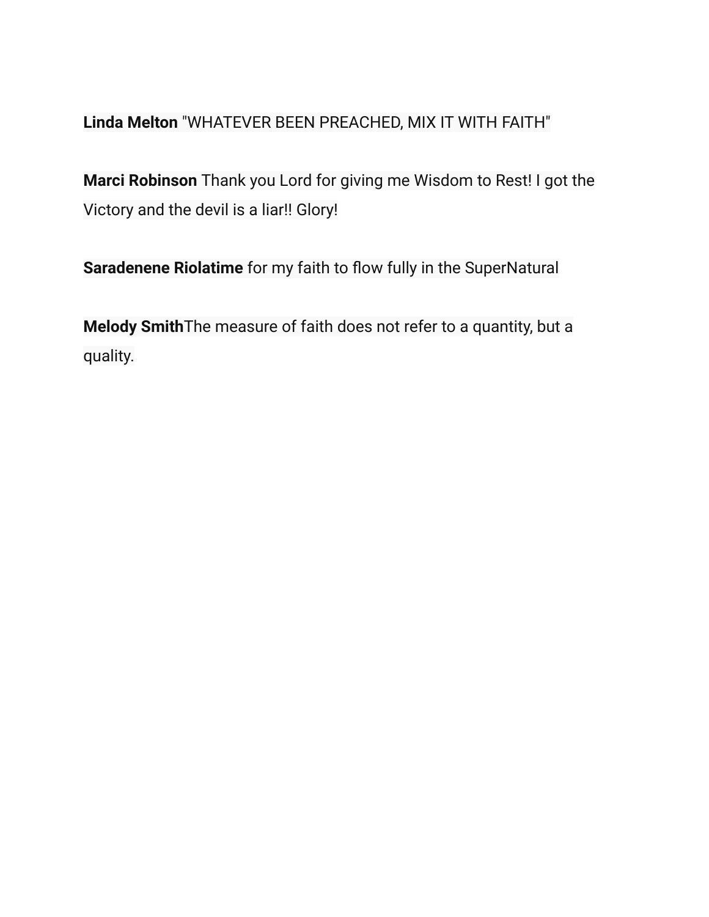**Linda Melton** "WHATEVER BEEN PREACHED, MIX IT WITH FAITH"

**Marci Robinson** Thank you Lord for giving me Wisdom to Rest! I got the Victory and the devil is a liar!! Glory!

**Saradenene Riolatime** for my faith to flow fully in the SuperNatural

**Melody Smith**The measure of faith does not refer to a quantity, but a quality.